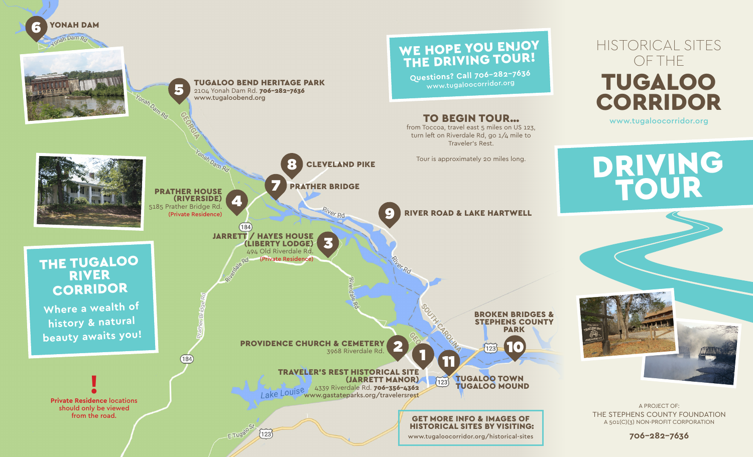# HISTORICAL SITES OF THE TUGALOO CORRIDOR

www.tugaloocorridor.org

# DRIVING TOUR

A PROJECT OF:
THE STEPHENS COUNTY FOUNDATION
A 501(C)(3) NON-PROFIT CORPORATION

**706-282-7636**

## WE HOPE YOU ENJOY THE DRIVING TOUR!

Questions? Call 706-282-7636
www.tugaloocorridor.org

## TO BEGIN TOUR...

from Toccoa, travel east 5 miles on US 123, turn left on Riverdale Rd, go 1/4 mile to Traveler's Rest.

Tour is approximately 20 miles long.

## THE TUGALOO RIVER CORRIDOR

Where a wealth of history & natural beauty awaits you!

**!** Private Residence locations should only be viewed from the road.

1. **TRAVELER'S REST HISTORICAL SITE (JARRETT MANOR)** — 4339 Riverdale Rd. **706-356-4362** — www.gastateparks.org/travelersrest
2. **PROVIDENCE CHURCH & CEMETERY** — 3968 Riverdale Rd.
3. **JARRETT / HAYES HOUSE (LIBERTY LODGE)** — 494 Old Riverdale Rd. (Private Residence)
4. **PRATHER HOUSE (RIVERSIDE)** — 5185 Prather Bridge Rd. (Private Residence)
5. **TUGALOO BEND HERITAGE PARK** — 2104 Yonah Dam Rd. **706-282-7636** — www.tugaloobend.org
6. **YONAH DAM**
7. **PRATHER BRIDGE**
8. **CLEVELAND PIKE**
9. **RIVER ROAD & LAKE HARTWELL**
10. **BROKEN BRIDGES & STEPHENS COUNTY PARK**
11. **TUGALOO TOWN TUGALOO MOUND**

## GET MORE INFO & IMAGES OF HISTORICAL SITES BY VISITING:

www.tugaloocorridor.org/historical-sites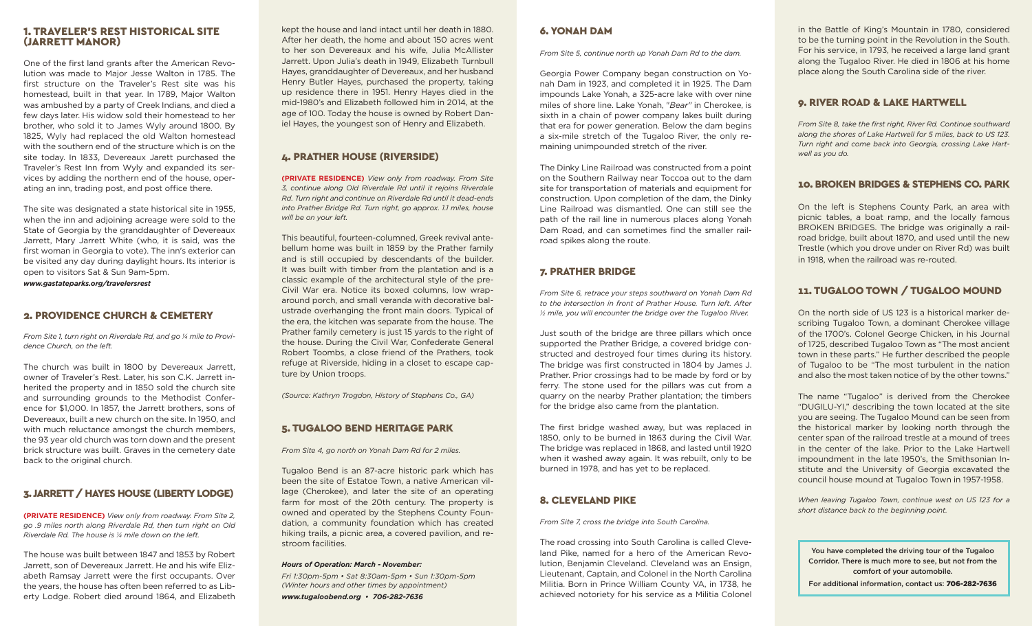## 1. TRAVELER'S REST HISTORICAL SITE (JARRETT MANOR)

One of the first land grants after the American Revolution was made to Major Jesse Walton in 1785. The first structure on the Traveler's Rest site was his homestead, built in that year. In 1789, Major Walton was ambushed by a party of Creek Indians, and died a few days later. His widow sold their homestead to her brother, who sold it to James Wyly around 1800. By 1825, Wyly had replaced the old Walton homestead with the southern end of the structure which is on the site today. In 1833, Devereaux Jarett purchased the Traveler's Rest Inn from Wyly and expanded its services by adding the northern end of the house, operating an inn, trading post, and post office there.

The site was designated a state historical site in 1955, when the inn and adjoining acreage were sold to the State of Georgia by the granddaughter of Devereaux Jarrett, Mary Jarrett White (who, it is said, was the first woman in Georgia to vote). The inn's exterior can be visited any day during daylight hours. Its interior is open to visitors Sat & Sun 9am-5pm.

***www.gastateparks.org/travelersrest***

## 2. PROVIDENCE CHURCH & CEMETERY

*From Site 1, turn right on Riverdale Rd, and go ¼ mile to Providence Church, on the left.*

The church was built in 1800 by Devereaux Jarrett, owner of Traveler's Rest. Later, his son C.K. Jarrett inherited the property and in 1850 sold the church site and surrounding grounds to the Methodist Conference for $1,000. In 1857, the Jarrett brothers, sons of Devereaux, built a new church on the site. In 1950, and with much reluctance amongst the church members, the 93 year old church was torn down and the present brick structure was built. Graves in the cemetery date back to the original church.

## 3. JARRETT / HAYES HOUSE (LIBERTY LODGE)

**(PRIVATE RESIDENCE)** *View only from roadway. From Site 2, go .9 miles north along Riverdale Rd, then turn right on Old Riverdale Rd. The house is ¼ mile down on the left.*

The house was built between 1847 and 1853 by Robert Jarrett, son of Devereaux Jarrett. He and his wife Elizabeth Ramsay Jarrett were the first occupants. Over the years, the house has often been referred to as Liberty Lodge. Robert died around 1864, and Elizabeth kept the house and land intact until her death in 1880. After her death, the home and about 150 acres went to her son Devereaux and his wife, Julia McAllister Jarrett. Upon Julia's death in 1949, Elizabeth Turnbull Hayes, granddaughter of Devereaux, and her husband Henry Butler Hayes, purchased the property, taking up residence there in 1951. Henry Hayes died in the mid-1980's and Elizabeth followed him in 2014, at the age of 100. Today the house is owned by Robert Daniel Hayes, the youngest son of Henry and Elizabeth.

## 4. PRATHER HOUSE (RIVERSIDE)

**(PRIVATE RESIDENCE)** *View only from roadway. From Site 3, continue along Old Riverdale Rd until it rejoins Riverdale Rd. Turn right and continue on Riverdale Rd until it dead-ends into Prather Bridge Rd. Turn right, go approx. 1.1 miles, house will be on your left.*

This beautiful, fourteen-columned, Greek revival antebellum home was built in 1859 by the Prather family and is still occupied by descendants of the builder. It was built with timber from the plantation and is a classic example of the architectural style of the pre-Civil War era. Notice its boxed columns, low wraparound porch, and small veranda with decorative balustrade overhanging the front main doors. Typical of the era, the kitchen was separate from the house. The Prather family cemetery is just 15 yards to the right of the house. During the Civil War, Confederate General Robert Toombs, a close friend of the Prathers, took refuge at Riverside, hiding in a closet to escape capture by Union troops.

*(Source: Kathryn Trogdon, History of Stephens Co., GA)*

## 5. TUGALOO BEND HERITAGE PARK

*From Site 4, go north on Yonah Dam Rd for 2 miles.*

Tugaloo Bend is an 87-acre historic park which has been the site of Estatoe Town, a native American village (Cherokee), and later the site of an operating farm for most of the 20th century. The property is owned and operated by the Stephens County Foundation, a community foundation which has created hiking trails, a picnic area, a covered pavilion, and restroom facilities.

***Hours of Operation: March - November:***

*Fri 1:30pm-5pm • Sat 8:30am-5pm • Sun 1:30pm-5pm (Winter hours and other times by appointment)*

***www.tugaloobend.org • 706-282-7636***

## 6. YONAH DAM

*From Site 5, continue north up Yonah Dam Rd to the dam.*

Georgia Power Company began construction on Yonah Dam in 1923, and completed it in 1925. The Dam impounds Lake Yonah, a 325-acre lake with over nine miles of shore line. Lake Yonah, *"Bear"* in Cherokee, is sixth in a chain of power company lakes built during that era for power generation. Below the dam begins a six-mile stretch of the Tugaloo River, the only remaining unimpounded stretch of the river.

The Dinky Line Railroad was constructed from a point on the Southern Railway near Toccoa out to the dam site for transportation of materials and equipment for construction. Upon completion of the dam, the Dinky Line Railroad was dismantled. One can still see the path of the rail line in numerous places along Yonah Dam Road, and can sometimes find the smaller railroad spikes along the route.

## 7. PRATHER BRIDGE

*From Site 6, retrace your steps southward on Yonah Dam Rd to the intersection in front of Prather House. Turn left. After ½ mile, you will encounter the bridge over the Tugaloo River.*

Just south of the bridge are three pillars which once supported the Prather Bridge, a covered bridge constructed and destroyed four times during its history. The bridge was first constructed in 1804 by James J. Prather. Prior crossings had to be made by ford or by ferry. The stone used for the pillars was cut from a quarry on the nearby Prather plantation; the timbers for the bridge also came from the plantation.

The first bridge washed away, but was replaced in 1850, only to be burned in 1863 during the Civil War. The bridge was replaced in 1868, and lasted until 1920 when it washed away again. It was rebuilt, only to be burned in 1978, and has yet to be replaced.

## 8. CLEVELAND PIKE

*From Site 7, cross the bridge into South Carolina.*

The road crossing into South Carolina is called Cleveland Pike, named for a hero of the American Revolution, Benjamin Cleveland. Cleveland was an Ensign, Lieutenant, Captain, and Colonel in the North Carolina Militia. Born in Prince William County VA, in 1738, he achieved notoriety for his service as a Militia Colonel in the Battle of King's Mountain in 1780, considered to be the turning point in the Revolution in the South. For his service, in 1793, he received a large land grant along the Tugaloo River. He died in 1806 at his home place along the South Carolina side of the river.

## 9. RIVER ROAD & LAKE HARTWELL

*From Site 8, take the first right, River Rd. Continue southward along the shores of Lake Hartwell for 5 miles, back to US 123. Turn right and come back into Georgia, crossing Lake Hartwell as you do.*

## 10. BROKEN BRIDGES & STEPHENS CO. PARK

On the left is Stephens County Park, an area with picnic tables, a boat ramp, and the locally famous BROKEN BRIDGES. The bridge was originally a railroad bridge, built about 1870, and used until the new Trestle (which you drove under on River Rd) was built in 1918, when the railroad was re-routed.

## 11. TUGALOO TOWN / TUGALOO MOUND

On the north side of US 123 is a historical marker describing Tugaloo Town, a dominant Cherokee village of the 1700's. Colonel George Chicken, in his Journal of 1725, described Tugaloo Town as "The most ancient town in these parts." He further described the people of Tugaloo to be "The most turbulent in the nation and also the most taken notice of by the other towns."

The name "Tugaloo" is derived from the Cherokee "DUGILU-YI," describing the town located at the site you are seeing. The Tugaloo Mound can be seen from the historical marker by looking north through the center span of the railroad trestle at a mound of trees in the center of the lake. Prior to the Lake Hartwell impoundment in the late 1950's, the Smithsonian Institute and the University of Georgia excavated the council house mound at Tugaloo Town in 1957-1958.

*When leaving Tugaloo Town, continue west on US 123 for a short distance back to the beginning point.*

**You have completed the driving tour of the Tugaloo Corridor. There is much more to see, but not from the comfort of your automobile.**

**For additional information, contact us: 706-282-7636**